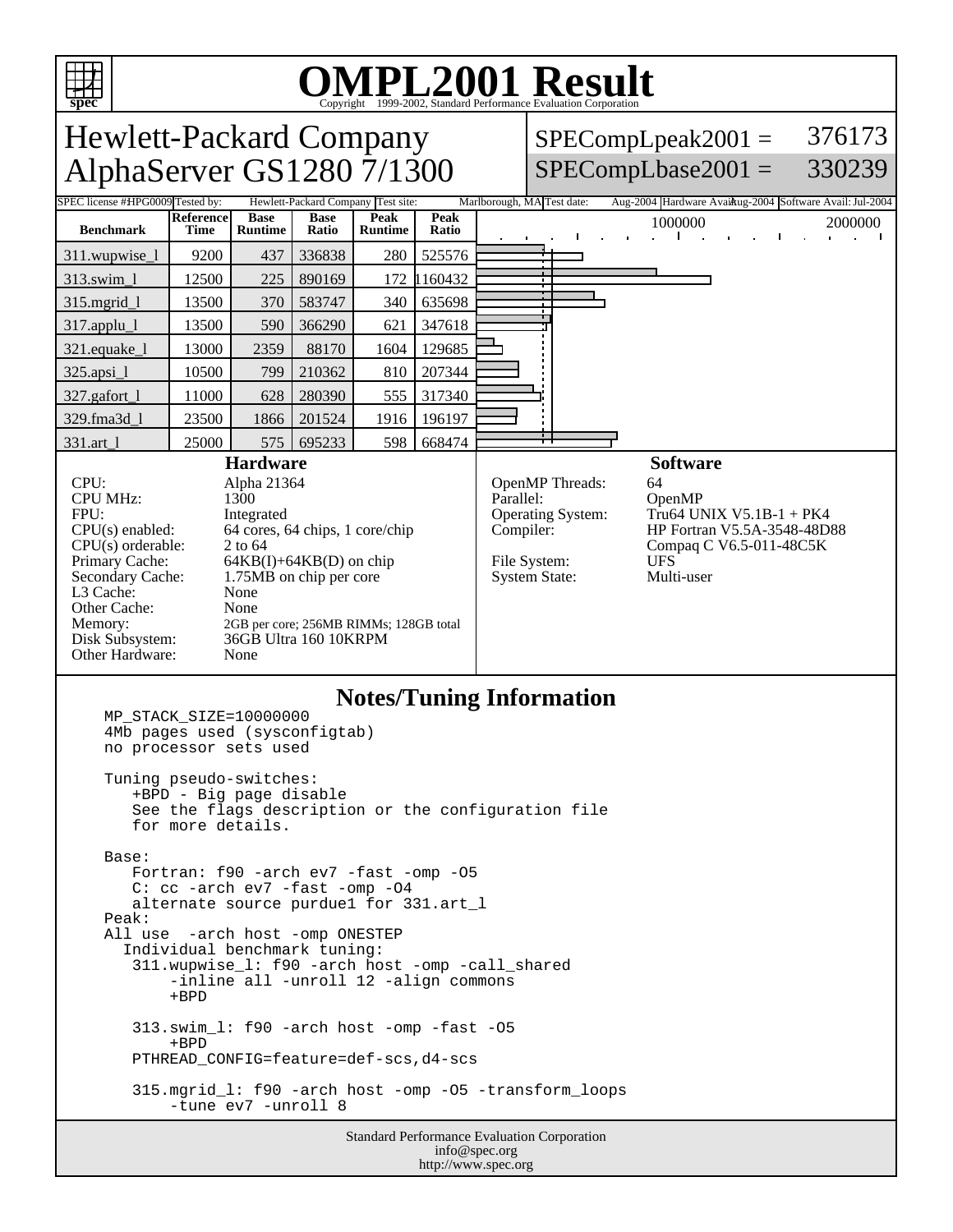# OMPL2001 Result

Copyright 1999-2002, Standard Performance Evaluation Corporation

## Hewlett-Packard Company
## AlphaServer GS1280 7/1300

SPECompLpeak2001 = 376173
SPECompLbase2001 = 330239

SPEC license #: HPG0009 | Tested by: Hewlett-Packard Company | Test site: Marlborough, MA | Test date: Aug-2004 | Hardware Avail: Aug-2004 | Software Avail: Jul-2004

| Benchmark | Reference Time | Base Runtime | Base Ratio | Peak Runtime | Peak Ratio |
|---|---|---|---|---|---|
| 311.wupwise_l | 9200 | 437 | 336838 | 280 | 525576 |
| 313.swim_l | 12500 | 225 | 890169 | 172 | 1160432 |
| 315.mgrid_l | 13500 | 370 | 583747 | 340 | 635698 |
| 317.applu_l | 13500 | 590 | 366290 | 621 | 347618 |
| 321.equake_l | 13000 | 2359 | 88170 | 1604 | 129685 |
| 325.apsi_l | 10500 | 799 | 210362 | 810 | 207344 |
| 327.gafort_l | 11000 | 628 | 280390 | 555 | 317340 |
| 329.fma3d_l | 23500 | 1866 | 201524 | 1916 | 196197 |
| 331.art_l | 25000 | 575 | 695233 | 598 | 668474 |

### Hardware

- CPU: Alpha 21364
- CPU MHz: 1300
- FPU: Integrated
- CPU(s) enabled: 64 cores, 64 chips, 1 core/chip
- CPU(s) orderable: 2 to 64
- Primary Cache: 64KB(I)+64KB(D) on chip
- Secondary Cache: 1.75MB on chip per core
- L3 Cache: None
- Other Cache: None
- Memory: 2GB per core; 256MB RIMMs; 128GB total
- Disk Subsystem: 36GB Ultra 160 10KRPM
- Other Hardware: None

### Software

- OpenMP Threads: 64
- Parallel: OpenMP
- Operating System: Tru64 UNIX V5.1B-1 + PK4
- Compiler: HP Fortran V5.5A-3548-48D88
  Compaq C V6.5-011-48C5K
- File System: UFS
- System State: Multi-user

### Notes/Tuning Information

```
MP_STACK_SIZE=10000000
4Mb pages used (sysconfigtab)
no processor sets used

Tuning pseudo-switches:
   +BPD - Big page disable
   See the flags description or the configuration file
   for more details.

Base:
   Fortran: f90 -arch ev7 -fast -omp -O5
   C: cc -arch ev7 -fast -omp -O4
   alternate source purdue1 for 331.art_l
Peak:
All use  -arch host -omp ONESTEP
  Individual benchmark tuning:
   311.wupwise_l: f90 -arch host -omp -call_shared
       -inline all -unroll 12 -align commons
       +BPD

   313.swim_l: f90 -arch host -omp -fast -O5
       +BPD
   PTHREAD_CONFIG=feature=def-scs,d4-scs

   315.mgrid_l: f90 -arch host -omp -O5 -transform_loops
       -tune ev7 -unroll 8
```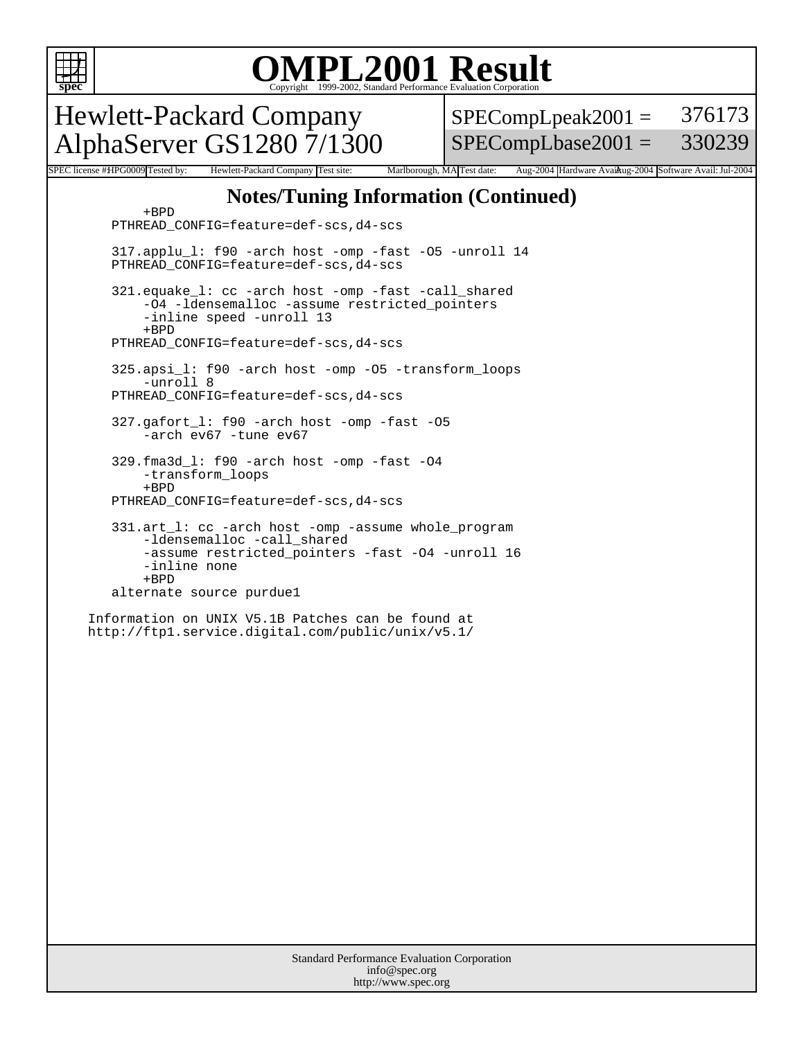# OMPL2001 Result

Copyright 1999-2002, Standard Performance Evaluation Corporation

## Hewlett-Packard Company
## AlphaServer GS1280 7/1300

SPECompLpeak2001 = 376173

SPECompLbase2001 = 330239

| SPEC license #: HPG0009 | Tested by: Hewlett-Packard Company | Test site: Marlborough, MA | Test date: Aug-2004 | Hardware Avail: Aug-2004 | Software Avail: Jul-2004 |
|---|---|---|---|---|---|

### Notes/Tuning Information (Continued)

```
          +BPD
      PTHREAD_CONFIG=feature=def-scs,d4-scs

      317.applu_l: f90 -arch host -omp -fast -O5 -unroll 14
      PTHREAD_CONFIG=feature=def-scs,d4-scs

      321.equake_l: cc -arch host -omp -fast -call_shared
          -O4 -ldensemalloc -assume restricted_pointers
          -inline speed -unroll 13
          +BPD
      PTHREAD_CONFIG=feature=def-scs,d4-scs

      325.apsi_l: f90 -arch host -omp -O5 -transform_loops
          -unroll 8
      PTHREAD_CONFIG=feature=def-scs,d4-scs

      327.gafort_l: f90 -arch host -omp -fast -O5
          -arch ev67 -tune ev67

      329.fma3d_l: f90 -arch host -omp -fast -O4
          -transform_loops
          +BPD
      PTHREAD_CONFIG=feature=def-scs,d4-scs

      331.art_l: cc -arch host -omp -assume whole_program
          -ldensemalloc -call_shared
          -assume restricted_pointers -fast -O4 -unroll 16
          -inline none
          +BPD
      alternate source purdue1

   Information on UNIX V5.1B Patches can be found at
   http://ftp1.service.digital.com/public/unix/v5.1/
```

Standard Performance Evaluation Corporation
info@spec.org
http://www.spec.org